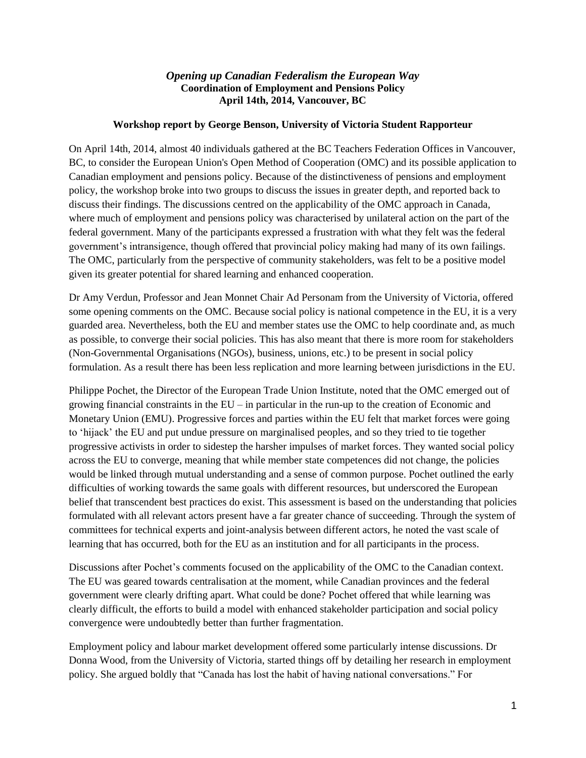***Opening up Canadian Federalism the European Way***
**Coordination of Employment and Pensions Policy**
**April 14th, 2014, Vancouver, BC**

**Workshop report by George Benson, University of Victoria Student Rapporteur**

On April 14th, 2014, almost 40 individuals gathered at the BC Teachers Federation Offices in Vancouver, BC, to consider the European Union's Open Method of Cooperation (OMC) and its possible application to Canadian employment and pensions policy. Because of the distinctiveness of pensions and employment policy, the workshop broke into two groups to discuss the issues in greater depth, and reported back to discuss their findings. The discussions centred on the applicability of the OMC approach in Canada, where much of employment and pensions policy was characterised by unilateral action on the part of the federal government. Many of the participants expressed a frustration with what they felt was the federal government's intransigence, though offered that provincial policy making had many of its own failings. The OMC, particularly from the perspective of community stakeholders, was felt to be a positive model given its greater potential for shared learning and enhanced cooperation.

Dr Amy Verdun, Professor and Jean Monnet Chair Ad Personam from the University of Victoria, offered some opening comments on the OMC. Because social policy is national competence in the EU, it is a very guarded area. Nevertheless, both the EU and member states use the OMC to help coordinate and, as much as possible, to converge their social policies. This has also meant that there is more room for stakeholders (Non-Governmental Organisations (NGOs), business, unions, etc.) to be present in social policy formulation. As a result there has been less replication and more learning between jurisdictions in the EU.

Philippe Pochet, the Director of the European Trade Union Institute, noted that the OMC emerged out of growing financial constraints in the EU – in particular in the run-up to the creation of Economic and Monetary Union (EMU). Progressive forces and parties within the EU felt that market forces were going to 'hijack' the EU and put undue pressure on marginalised peoples, and so they tried to tie together progressive activists in order to sidestep the harsher impulses of market forces. They wanted social policy across the EU to converge, meaning that while member state competences did not change, the policies would be linked through mutual understanding and a sense of common purpose. Pochet outlined the early difficulties of working towards the same goals with different resources, but underscored the European belief that transcendent best practices do exist. This assessment is based on the understanding that policies formulated with all relevant actors present have a far greater chance of succeeding. Through the system of committees for technical experts and joint-analysis between different actors, he noted the vast scale of learning that has occurred, both for the EU as an institution and for all participants in the process.

Discussions after Pochet's comments focused on the applicability of the OMC to the Canadian context. The EU was geared towards centralisation at the moment, while Canadian provinces and the federal government were clearly drifting apart. What could be done? Pochet offered that while learning was clearly difficult, the efforts to build a model with enhanced stakeholder participation and social policy convergence were undoubtedly better than further fragmentation.

Employment policy and labour market development offered some particularly intense discussions. Dr Donna Wood, from the University of Victoria, started things off by detailing her research in employment policy. She argued boldly that "Canada has lost the habit of having national conversations." For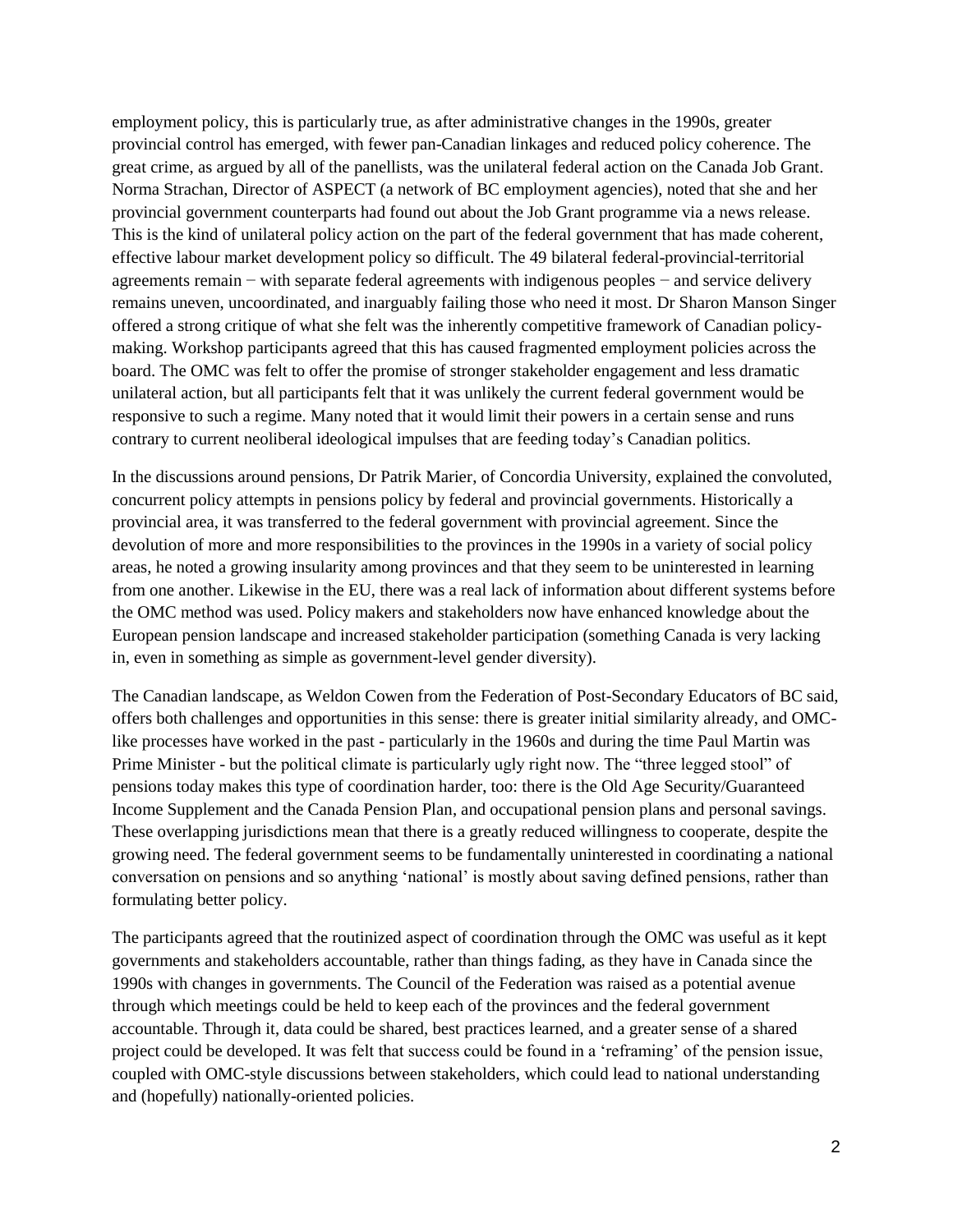employment policy, this is particularly true, as after administrative changes in the 1990s, greater provincial control has emerged, with fewer pan-Canadian linkages and reduced policy coherence. The great crime, as argued by all of the panellists, was the unilateral federal action on the Canada Job Grant. Norma Strachan, Director of ASPECT (a network of BC employment agencies), noted that she and her provincial government counterparts had found out about the Job Grant programme via a news release. This is the kind of unilateral policy action on the part of the federal government that has made coherent, effective labour market development policy so difficult. The 49 bilateral federal-provincial-territorial agreements remain − with separate federal agreements with indigenous peoples − and service delivery remains uneven, uncoordinated, and inarguably failing those who need it most. Dr Sharon Manson Singer offered a strong critique of what she felt was the inherently competitive framework of Canadian policy-making. Workshop participants agreed that this has caused fragmented employment policies across the board. The OMC was felt to offer the promise of stronger stakeholder engagement and less dramatic unilateral action, but all participants felt that it was unlikely the current federal government would be responsive to such a regime. Many noted that it would limit their powers in a certain sense and runs contrary to current neoliberal ideological impulses that are feeding today's Canadian politics.

In the discussions around pensions, Dr Patrik Marier, of Concordia University, explained the convoluted, concurrent policy attempts in pensions policy by federal and provincial governments. Historically a provincial area, it was transferred to the federal government with provincial agreement. Since the devolution of more and more responsibilities to the provinces in the 1990s in a variety of social policy areas, he noted a growing insularity among provinces and that they seem to be uninterested in learning from one another. Likewise in the EU, there was a real lack of information about different systems before the OMC method was used. Policy makers and stakeholders now have enhanced knowledge about the European pension landscape and increased stakeholder participation (something Canada is very lacking in, even in something as simple as government-level gender diversity).

The Canadian landscape, as Weldon Cowen from the Federation of Post-Secondary Educators of BC said, offers both challenges and opportunities in this sense: there is greater initial similarity already, and OMC-like processes have worked in the past - particularly in the 1960s and during the time Paul Martin was Prime Minister - but the political climate is particularly ugly right now. The "three legged stool" of pensions today makes this type of coordination harder, too: there is the Old Age Security/Guaranteed Income Supplement and the Canada Pension Plan, and occupational pension plans and personal savings. These overlapping jurisdictions mean that there is a greatly reduced willingness to cooperate, despite the growing need. The federal government seems to be fundamentally uninterested in coordinating a national conversation on pensions and so anything 'national' is mostly about saving defined pensions, rather than formulating better policy.

The participants agreed that the routinized aspect of coordination through the OMC was useful as it kept governments and stakeholders accountable, rather than things fading, as they have in Canada since the 1990s with changes in governments. The Council of the Federation was raised as a potential avenue through which meetings could be held to keep each of the provinces and the federal government accountable. Through it, data could be shared, best practices learned, and a greater sense of a shared project could be developed. It was felt that success could be found in a 'reframing' of the pension issue, coupled with OMC-style discussions between stakeholders, which could lead to national understanding and (hopefully) nationally-oriented policies.